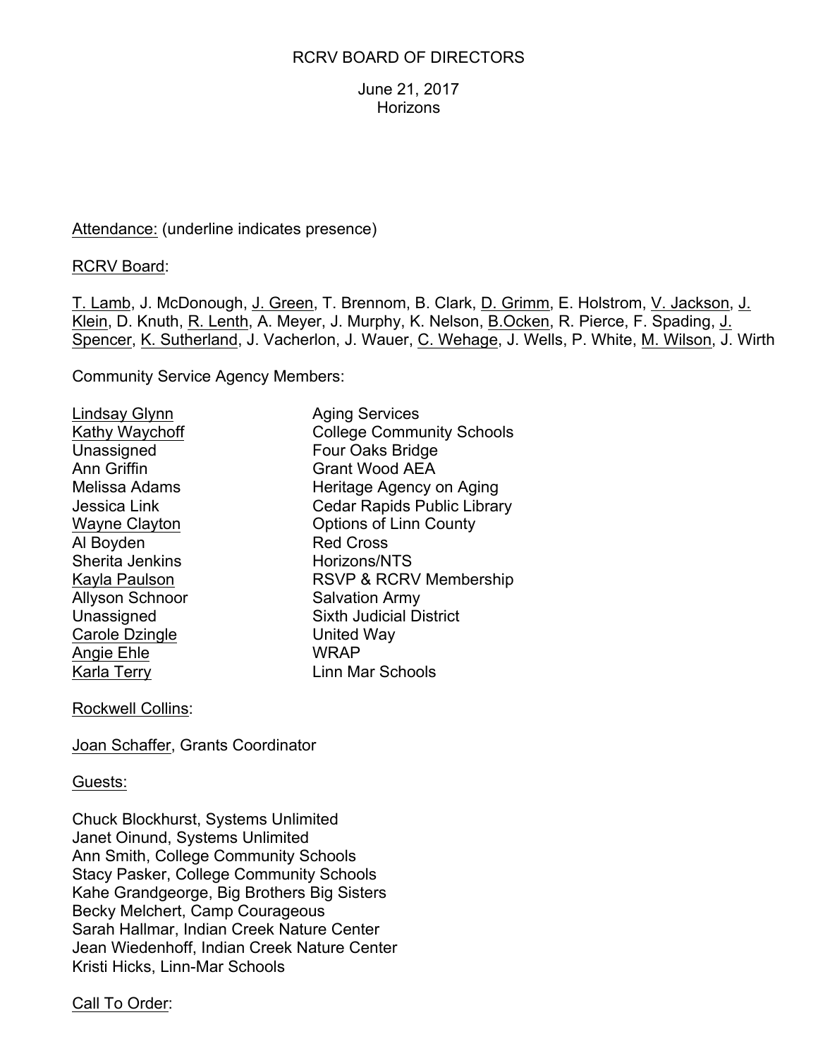RCRV BOARD OF DIRECTORS

June 21, 2017
Horizons

<u>Attendance:</u> (underline indicates presence)

<u>RCRV Board</u>:

<u>T. Lamb</u>, J. McDonough, <u>J. Green</u>, T. Brennom, B. Clark, <u>D. Grimm</u>, E. Holstrom, <u>V. Jackson</u>, <u>J. Klein</u>, D. Knuth, <u>R. Lenth</u>, A. Meyer, J. Murphy, K. Nelson, <u>B.Ocken</u>, R. Pierce, F. Spading, <u>J. Spencer</u>, <u>K. Sutherland</u>, J. Vacherlon, J. Wauer, <u>C. Wehage</u>, J. Wells, P. White, <u>M. Wilson</u>, J. Wirth

Community Service Agency Members:

| | |
|---|---|
| <u>Lindsay Glynn</u> | Aging Services |
| <u>Kathy Waychoff</u> | College Community Schools |
| Unassigned | Four Oaks Bridge |
| Ann Griffin | Grant Wood AEA |
| Melissa Adams | Heritage Agency on Aging |
| Jessica Link | Cedar Rapids Public Library |
| <u>Wayne Clayton</u> | Options of Linn County |
| Al Boyden | Red Cross |
| Sherita Jenkins | Horizons/NTS |
| <u>Kayla Paulson</u> | RSVP & RCRV Membership |
| Allyson Schnoor | Salvation Army |
| Unassigned | Sixth Judicial District |
| <u>Carole Dzingle</u> | United Way |
| <u>Angie Ehle</u> | WRAP |
| <u>Karla Terry</u> | Linn Mar Schools |

<u>Rockwell Collins</u>:

<u>Joan Schaffer</u>, Grants Coordinator

<u>Guests:</u>

Chuck Blockhurst, Systems Unlimited
Janet Oinund, Systems Unlimited
Ann Smith, College Community Schools
Stacy Pasker, College Community Schools
Kahe Grandgeorge, Big Brothers Big Sisters
Becky Melchert, Camp Courageous
Sarah Hallmar, Indian Creek Nature Center
Jean Wiedenhoff, Indian Creek Nature Center
Kristi Hicks, Linn-Mar Schools

<u>Call To Order</u>: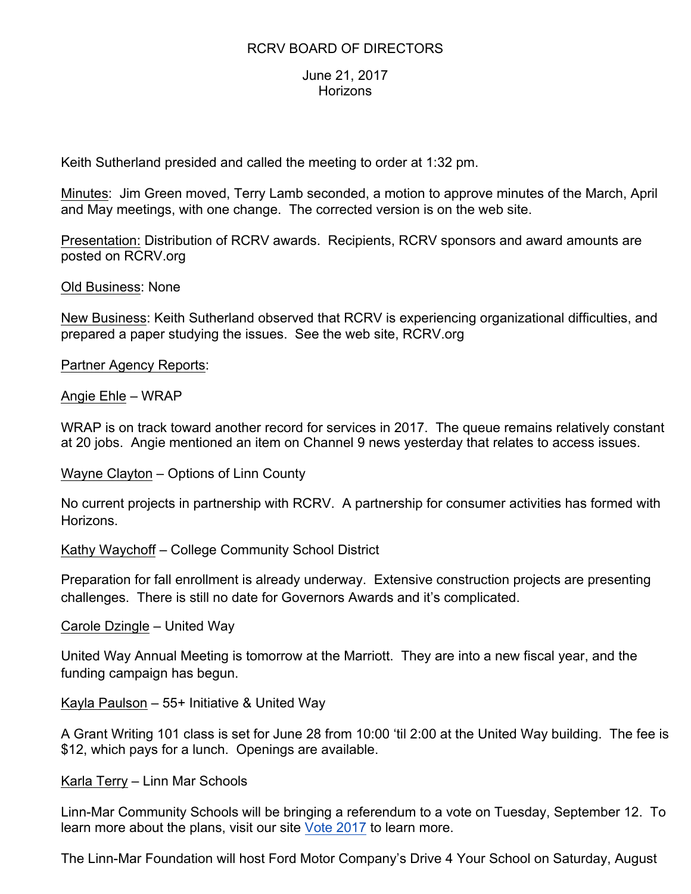RCRV BOARD OF DIRECTORS

June 21, 2017
Horizons

Keith Sutherland presided and called the meeting to order at 1:32 pm.

Minutes: Jim Green moved, Terry Lamb seconded, a motion to approve minutes of the March, April and May meetings, with one change. The corrected version is on the web site.

Presentation: Distribution of RCRV awards. Recipients, RCRV sponsors and award amounts are posted on RCRV.org

Old Business: None

New Business: Keith Sutherland observed that RCRV is experiencing organizational difficulties, and prepared a paper studying the issues. See the web site, RCRV.org

Partner Agency Reports:

Angie Ehle – WRAP

WRAP is on track toward another record for services in 2017. The queue remains relatively constant at 20 jobs. Angie mentioned an item on Channel 9 news yesterday that relates to access issues.

Wayne Clayton – Options of Linn County

No current projects in partnership with RCRV. A partnership for consumer activities has formed with Horizons.

Kathy Waychoff – College Community School District

Preparation for fall enrollment is already underway. Extensive construction projects are presenting challenges. There is still no date for Governors Awards and it's complicated.

Carole Dzingle – United Way

United Way Annual Meeting is tomorrow at the Marriott. They are into a new fiscal year, and the funding campaign has begun.

Kayla Paulson – 55+ Initiative & United Way

A Grant Writing 101 class is set for June 28 from 10:00 'til 2:00 at the United Way building. The fee is $12, which pays for a lunch. Openings are available.

Karla Terry – Linn Mar Schools

Linn-Mar Community Schools will be bringing a referendum to a vote on Tuesday, September 12. To learn more about the plans, visit our site Vote 2017 to learn more.

The Linn-Mar Foundation will host Ford Motor Company's Drive 4 Your School on Saturday, August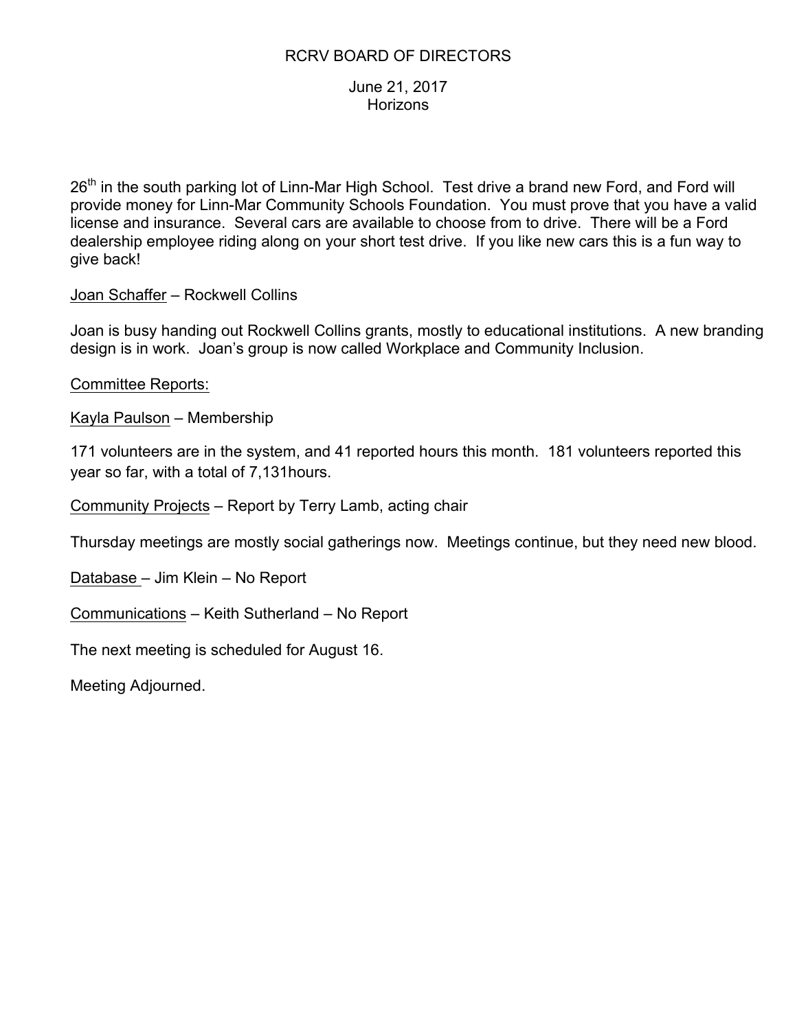26th in the south parking lot of Linn-Mar High School. Test drive a brand new Ford, and Ford will provide money for Linn-Mar Community Schools Foundation. You must prove that you have a valid license and insurance. Several cars are available to choose from to drive. There will be a Ford dealership employee riding along on your short test drive. If you like new cars this is a fun way to give back!

Joan Schaffer – Rockwell Collins

Joan is busy handing out Rockwell Collins grants, mostly to educational institutions. A new branding design is in work. Joan's group is now called Workplace and Community Inclusion.

Committee Reports:

Kayla Paulson – Membership

171 volunteers are in the system, and 41 reported hours this month. 181 volunteers reported this year so far, with a total of 7,131hours.

Community Projects – Report by Terry Lamb, acting chair

Thursday meetings are mostly social gatherings now. Meetings continue, but they need new blood.

Database – Jim Klein – No Report

Communications – Keith Sutherland – No Report

The next meeting is scheduled for August 16.

Meeting Adjourned.